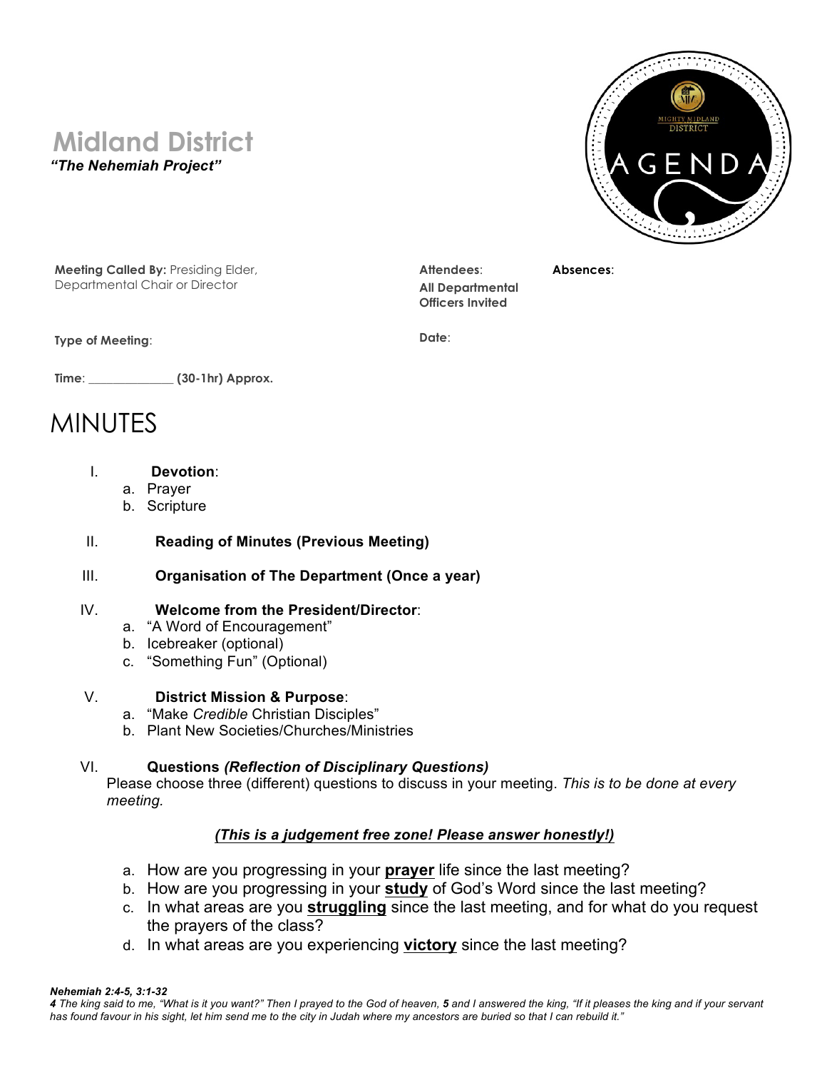# Midland District

***"The Nehemiah Project"***

MIGHTY MIDLAND DISTRICT

AGENDA

**Meeting Called By:** Presiding Elder, Departmental Chair or Director

**Attendees**: **All Departmental Officers Invited**

**Absences**:

**Type of Meeting**:

**Date**:

**Time**: _____________ **(30-1hr) Approx.**

# MINUTES

I. **Devotion**:
   a. Prayer
   b. Scripture

II. **Reading of Minutes (Previous Meeting)**

III. **Organisation of The Department (Once a year)**

IV. **Welcome from the President/Director**:
   a. "A Word of Encouragement"
   b. Icebreaker (optional)
   c. "Something Fun" (Optional)

V. **District Mission & Purpose**:
   a. "Make *Credible* Christian Disciples"
   b. Plant New Societies/Churches/Ministries

VI. **Questions *(Reflection of Disciplinary Questions)***
   Please choose three (different) questions to discuss in your meeting. *This is to be done at every meeting.*

***(This is a judgement free zone! Please answer honestly!)***

   a. How are you progressing in your **prayer** life since the last meeting?
   b. How are you progressing in your **study** of God's Word since the last meeting?
   c. In what areas are you **struggling** since the last meeting, and for what do you request the prayers of the class?
   d. In what areas are you experiencing **victory** since the last meeting?

***Nehemiah 2:4-5, 3:1-32***

*__4__ The king said to me, "What is it you want?" Then I prayed to the God of heaven, __5__ and I answered the king, "If it pleases the king and if your servant has found favour in his sight, let him send me to the city in Judah where my ancestors are buried so that I can rebuild it."*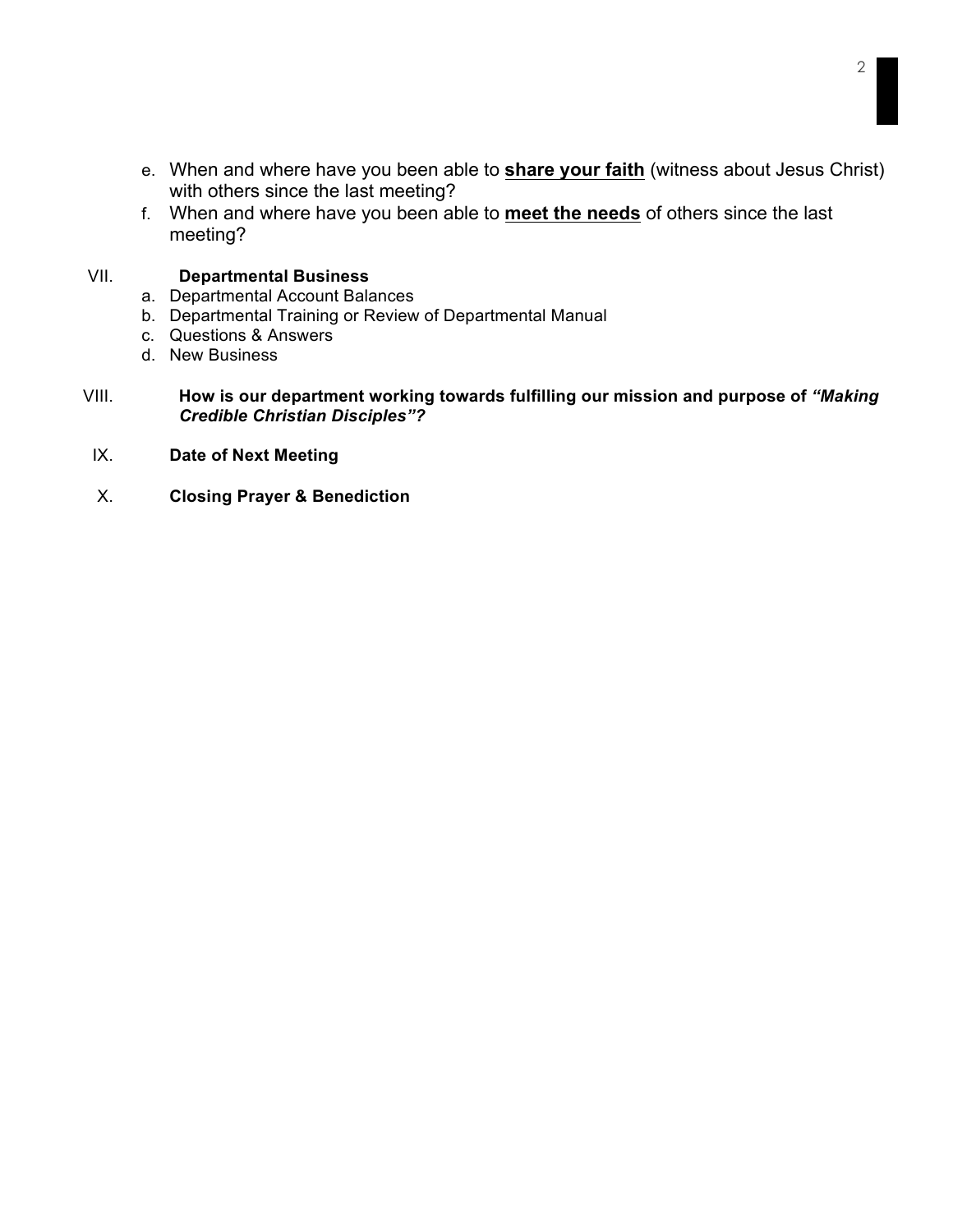e. When and where have you been able to **<u>share your faith</u>** (witness about Jesus Christ) with others since the last meeting?
f. When and where have you been able to **<u>meet the needs</u>** of others since the last meeting?

VII. **Departmental Business**

a. Departmental Account Balances
b. Departmental Training or Review of Departmental Manual
c. Questions & Answers
d. New Business

VIII. **How is our department working towards fulfilling our mission and purpose of *"Making Credible Christian Disciples"?***

IX. **Date of Next Meeting**

X. **Closing Prayer & Benediction**